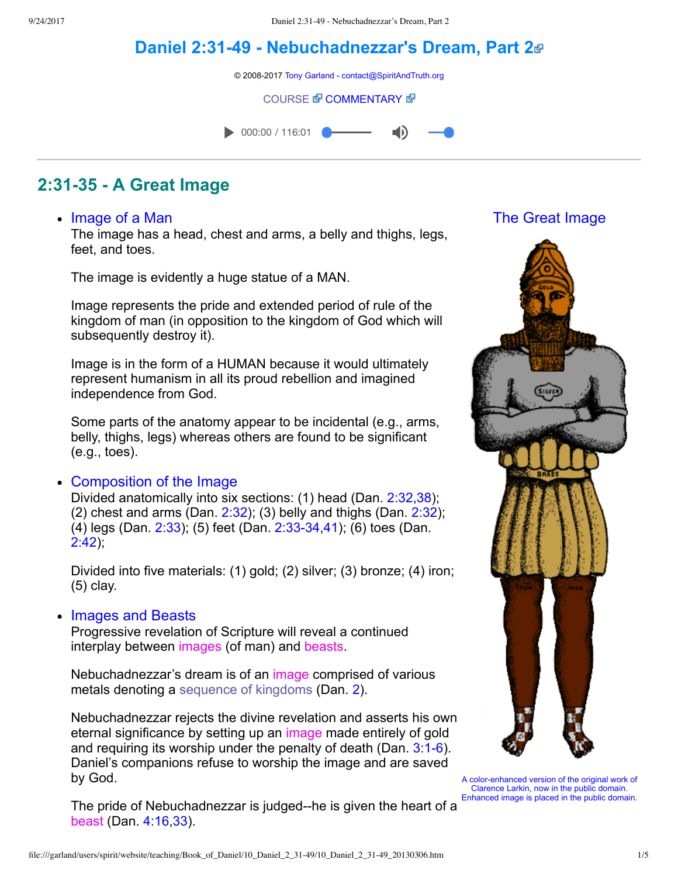# Daniel 2:31-49 - Nebuchadnezzar's Dream, Part 2

© 2008-2017 Tony Garland - contact@SpiritAndTruth.org

COURSE COMMENTARY

000:00 / 116:01

## 2:31-35 - A Great Image

- **Image of a Man**
  The image has a head, chest and arms, a belly and thighs, legs, feet, and toes.

  The image is evidently a huge statue of a MAN.

  Image represents the pride and extended period of rule of the kingdom of man (in opposition to the kingdom of God which will subsequently destroy it).

  Image is in the form of a HUMAN because it would ultimately represent humanism in all its proud rebellion and imagined independence from God.

  Some parts of the anatomy appear to be incidental (e.g., arms, belly, thighs, legs) whereas others are found to be significant (e.g., toes).

- **Composition of the Image**
  Divided anatomically into six sections: (1) head (Dan. 2:32,38); (2) chest and arms (Dan. 2:32); (3) belly and thighs (Dan. 2:32); (4) legs (Dan. 2:33); (5) feet (Dan. 2:33-34,41); (6) toes (Dan. 2:42);

  Divided into five materials: (1) gold; (2) silver; (3) bronze; (4) iron; (5) clay.

- **Images and Beasts**
  Progressive revelation of Scripture will reveal a continued interplay between images (of man) and beasts.

  Nebuchadnezzar's dream is of an image comprised of various metals denoting a sequence of kingdoms (Dan. 2).

  Nebuchadnezzar rejects the divine revelation and asserts his own eternal significance by setting up an image made entirely of gold and requiring its worship under the penalty of death (Dan. 3:1-6). Daniel's companions refuse to worship the image and are saved by God.

  The pride of Nebuchadnezzar is judged--he is given the heart of a beast (Dan. 4:16,33).

The Great Image

A color-enhanced version of the original work of Clarence Larkin, now in the public domain. Enhanced image is placed in the public domain.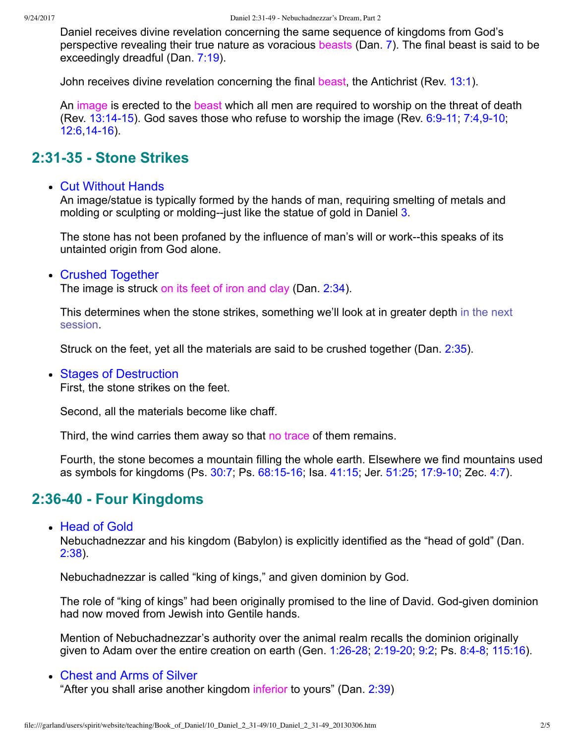Daniel receives divine revelation concerning the same sequence of kingdoms from God's perspective revealing their true nature as voracious beasts (Dan. 7). The final beast is said to be exceedingly dreadful (Dan. 7:19).

John receives divine revelation concerning the final beast, the Antichrist (Rev. 13:1).

An image is erected to the beast which all men are required to worship on the threat of death (Rev. 13:14-15). God saves those who refuse to worship the image (Rev. 6:9-11; 7:4,9-10; 12:6,14-16).

## 2:31-35 - Stone Strikes

- Cut Without Hands
  An image/statue is typically formed by the hands of man, requiring smelting of metals and molding or sculpting or molding--just like the statue of gold in Daniel 3.

  The stone has not been profaned by the influence of man's will or work--this speaks of its untainted origin from God alone.

- Crushed Together
  The image is struck on its feet of iron and clay (Dan. 2:34).

  This determines when the stone strikes, something we'll look at in greater depth in the next session.

  Struck on the feet, yet all the materials are said to be crushed together (Dan. 2:35).

- Stages of Destruction
  First, the stone strikes on the feet.

  Second, all the materials become like chaff.

  Third, the wind carries them away so that no trace of them remains.

  Fourth, the stone becomes a mountain filling the whole earth. Elsewhere we find mountains used as symbols for kingdoms (Ps. 30:7; Ps. 68:15-16; Isa. 41:15; Jer. 51:25; 17:9-10; Zec. 4:7).

## 2:36-40 - Four Kingdoms

- Head of Gold
  Nebuchadnezzar and his kingdom (Babylon) is explicitly identified as the "head of gold" (Dan. 2:38).

  Nebuchadnezzar is called "king of kings," and given dominion by God.

  The role of "king of kings" had been originally promised to the line of David. God-given dominion had now moved from Jewish into Gentile hands.

  Mention of Nebuchadnezzar's authority over the animal realm recalls the dominion originally given to Adam over the entire creation on earth (Gen. 1:26-28; 2:19-20; 9:2; Ps. 8:4-8; 115:16).

- Chest and Arms of Silver
  "After you shall arise another kingdom inferior to yours" (Dan. 2:39)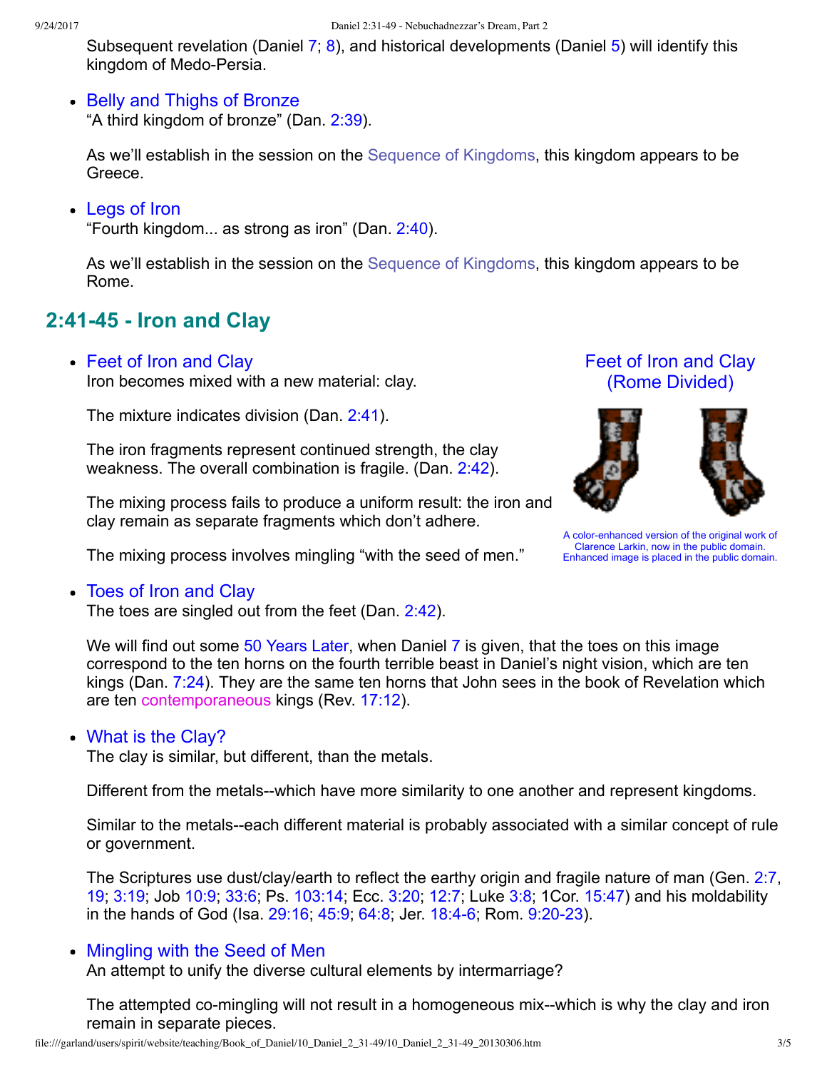Subsequent revelation (Daniel 7; 8), and historical developments (Daniel 5) will identify this kingdom of Medo-Persia.

- Belly and Thighs of Bronze
  "A third kingdom of bronze" (Dan. 2:39).

  As we'll establish in the session on the Sequence of Kingdoms, this kingdom appears to be Greece.

- Legs of Iron
  "Fourth kingdom... as strong as iron" (Dan. 2:40).

  As we'll establish in the session on the Sequence of Kingdoms, this kingdom appears to be Rome.

## 2:41-45 - Iron and Clay

- Feet of Iron and Clay
  Iron becomes mixed with a new material: clay.

  The mixture indicates division (Dan. 2:41).

  The iron fragments represent continued strength, the clay weakness. The overall combination is fragile. (Dan. 2:42).

  The mixing process fails to produce a uniform result: the iron and clay remain as separate fragments which don't adhere.

  The mixing process involves mingling "with the seed of men."

Feet of Iron and Clay (Rome Divided)

A color-enhanced version of the original work of Clarence Larkin, now in the public domain. Enhanced image is placed in the public domain.

- Toes of Iron and Clay
  The toes are singled out from the feet (Dan. 2:42).

  We will find out some 50 Years Later, when Daniel 7 is given, that the toes on this image correspond to the ten horns on the fourth terrible beast in Daniel's night vision, which are ten kings (Dan. 7:24). They are the same ten horns that John sees in the book of Revelation which are ten contemporaneous kings (Rev. 17:12).

- What is the Clay?
  The clay is similar, but different, than the metals.

  Different from the metals--which have more similarity to one another and represent kingdoms.

  Similar to the metals--each different material is probably associated with a similar concept of rule or government.

  The Scriptures use dust/clay/earth to reflect the earthy origin and fragile nature of man (Gen. 2:7, 19; 3:19; Job 10:9; 33:6; Ps. 103:14; Ecc. 3:20; 12:7; Luke 3:8; 1Cor. 15:47) and his moldability in the hands of God (Isa. 29:16; 45:9; 64:8; Jer. 18:4-6; Rom. 9:20-23).

- Mingling with the Seed of Men
  An attempt to unify the diverse cultural elements by intermarriage?

  The attempted co-mingling will not result in a homogeneous mix--which is why the clay and iron remain in separate pieces.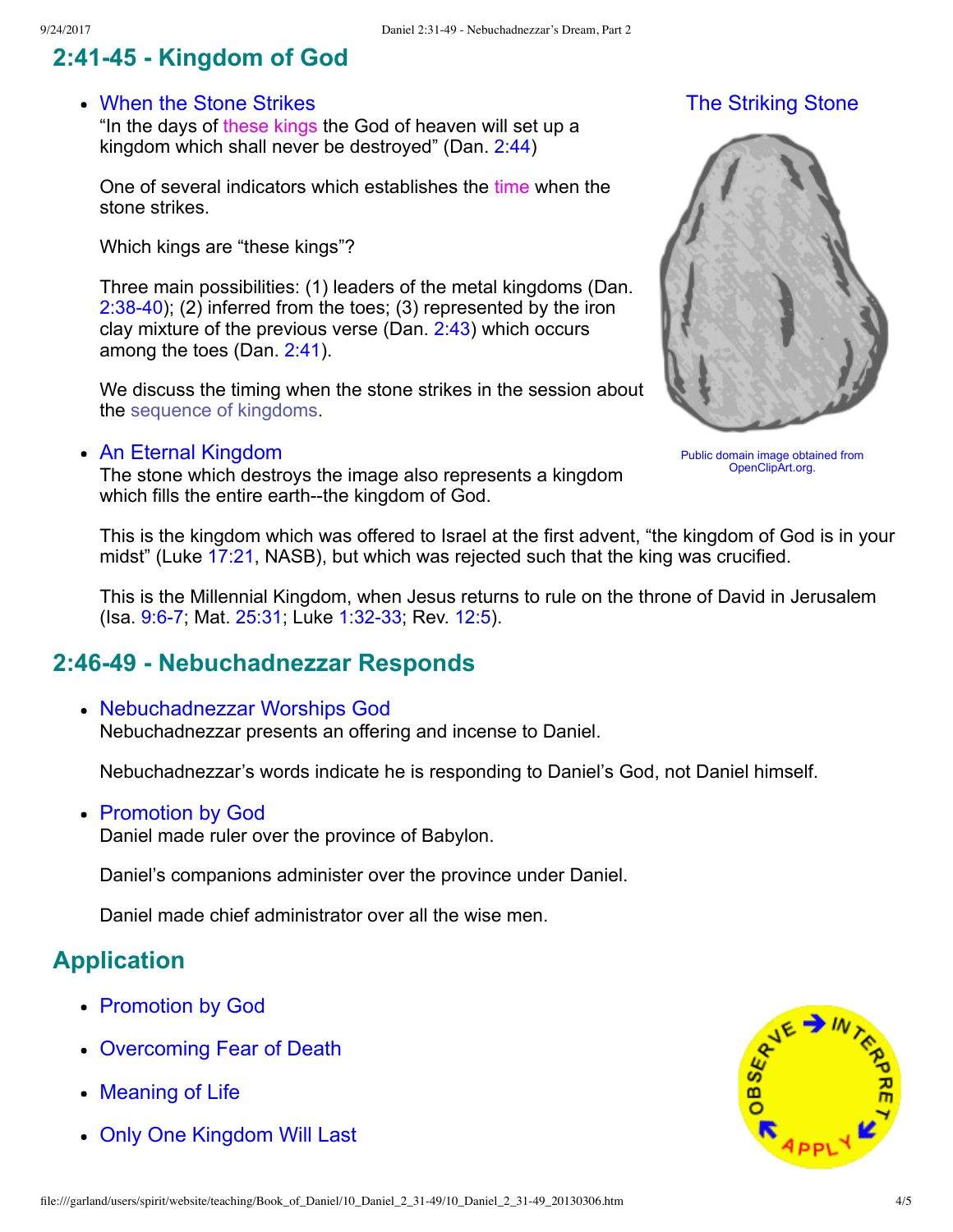## 2:41-45 - Kingdom of God

- When the Stone Strikes
  "In the days of these kings the God of heaven will set up a kingdom which shall never be destroyed" (Dan. 2:44)

  One of several indicators which establishes the time when the stone strikes.

  Which kings are "these kings"?

  Three main possibilities: (1) leaders of the metal kingdoms (Dan. 2:38-40); (2) inferred from the toes; (3) represented by the iron clay mixture of the previous verse (Dan. 2:43) which occurs among the toes (Dan. 2:41).

  We discuss the timing when the stone strikes in the session about the sequence of kingdoms.

The Striking Stone

Public domain image obtained from OpenClipArt.org.

- An Eternal Kingdom
  The stone which destroys the image also represents a kingdom which fills the entire earth--the kingdom of God.

  This is the kingdom which was offered to Israel at the first advent, "the kingdom of God is in your midst" (Luke 17:21, NASB), but which was rejected such that the king was crucified.

  This is the Millennial Kingdom, when Jesus returns to rule on the throne of David in Jerusalem (Isa. 9:6-7; Mat. 25:31; Luke 1:32-33; Rev. 12:5).

## 2:46-49 - Nebuchadnezzar Responds

- Nebuchadnezzar Worships God
  Nebuchadnezzar presents an offering and incense to Daniel.

  Nebuchadnezzar's words indicate he is responding to Daniel's God, not Daniel himself.

- Promotion by God
  Daniel made ruler over the province of Babylon.

  Daniel's companions administer over the province under Daniel.

  Daniel made chief administrator over all the wise men.

## Application

- Promotion by God
- Overcoming Fear of Death
- Meaning of Life
- Only One Kingdom Will Last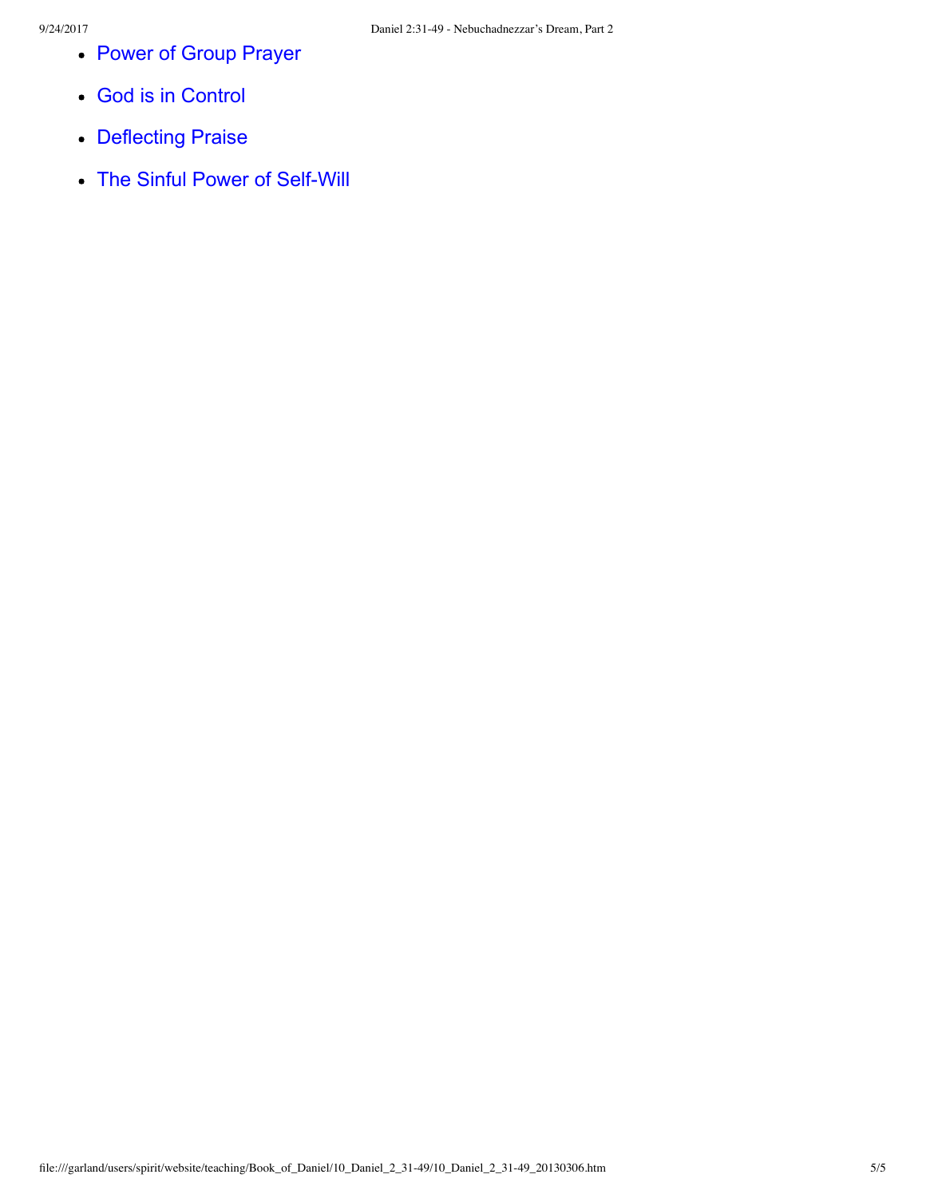- Power of Group Prayer
- God is in Control
- Deflecting Praise
- The Sinful Power of Self-Will